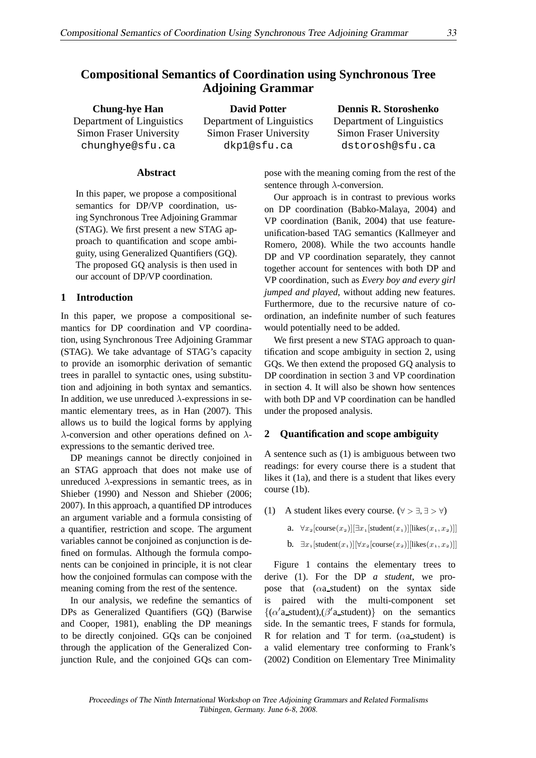# Compositional Semantics of Coordination using Synchronous Tree Adjoining Grammar

**Chung-hye Han**
Department of Linguistics
Simon Fraser University
chunghye@sfu.ca

**David Potter**
Department of Linguistics
Simon Fraser University
dkp1@sfu.ca

**Dennis R. Storoshenko**
Department of Linguistics
Simon Fraser University
dstorosh@sfu.ca

## Abstract

In this paper, we propose a compositional semantics for DP/VP coordination, using Synchronous Tree Adjoining Grammar (STAG). We first present a new STAG approach to quantification and scope ambiguity, using Generalized Quantifiers (GQ). The proposed GQ analysis is then used in our account of DP/VP coordination.

## 1 Introduction

In this paper, we propose a compositional semantics for DP coordination and VP coordination, using Synchronous Tree Adjoining Grammar (STAG). We take advantage of STAG's capacity to provide an isomorphic derivation of semantic trees in parallel to syntactic ones, using substitution and adjoining in both syntax and semantics. In addition, we use unreduced $\lambda$-expressions in semantic elementary trees, as in Han (2007). This allows us to build the logical forms by applying $\lambda$-conversion and other operations defined on $\lambda$-expressions to the semantic derived tree.

DP meanings cannot be directly conjoined in an STAG approach that does not make use of unreduced $\lambda$-expressions in semantic trees, as in Shieber (1990) and Nesson and Shieber (2006; 2007). In this approach, a quantified DP introduces an argument variable and a formula consisting of a quantifier, restriction and scope. The argument variables cannot be conjoined as conjunction is defined on formulas. Although the formula components can be conjoined in principle, it is not clear how the conjoined formulas can compose with the meaning coming from the rest of the sentence.

In our analysis, we redefine the semantics of DPs as Generalized Quantifiers (GQ) (Barwise and Cooper, 1981), enabling the DP meanings to be directly conjoined. GQs can be conjoined through the application of the Generalized Conjunction Rule, and the conjoined GQs can compose with the meaning coming from the rest of the sentence through $\lambda$-conversion.

Our approach is in contrast to previous works on DP coordination (Babko-Malaya, 2004) and VP coordination (Banik, 2004) that use feature-unification-based TAG semantics (Kallmeyer and Romero, 2008). While the two accounts handle DP and VP coordination separately, they cannot together account for sentences with both DP and VP coordination, such as *Every boy and every girl jumped and played*, without adding new features. Furthermore, due to the recursive nature of coordination, an indefinite number of such features would potentially need to be added.

We first present a new STAG approach to quantification and scope ambiguity in section 2, using GQs. We then extend the proposed GQ analysis to DP coordination in section 3 and VP coordination in section 4. It will also be shown how sentences with both DP and VP coordination can be handled under the proposed analysis.

## 2 Quantification and scope ambiguity

A sentence such as (1) is ambiguous between two readings: for every course there is a student that likes it (1a), and there is a student that likes every course (1b).

(1) A student likes every course. ($\forall > \exists, \exists > \forall$)

a. $\forall x_2[\text{course}(x_2)][\exists x_1[\text{student}(x_1)][\text{likes}(x_1, x_2)]]$

b. $\exists x_1[\text{student}(x_1)][\forall x_2[\text{course}(x_2)][\text{likes}(x_1, x_2)]]$

Figure 1 contains the elementary trees to derive (1). For the DP *a student*, we propose that ($\alpha$a_student) on the syntax side is paired with the multi-component set $\{(\alpha'$a_student$),(\beta'$a_student$)\}$ on the semantics side. In the semantic trees, F stands for formula, R for relation and T for term. ($\alpha$a_student) is a valid elementary tree conforming to Frank's (2002) Condition on Elementary Tree Minimality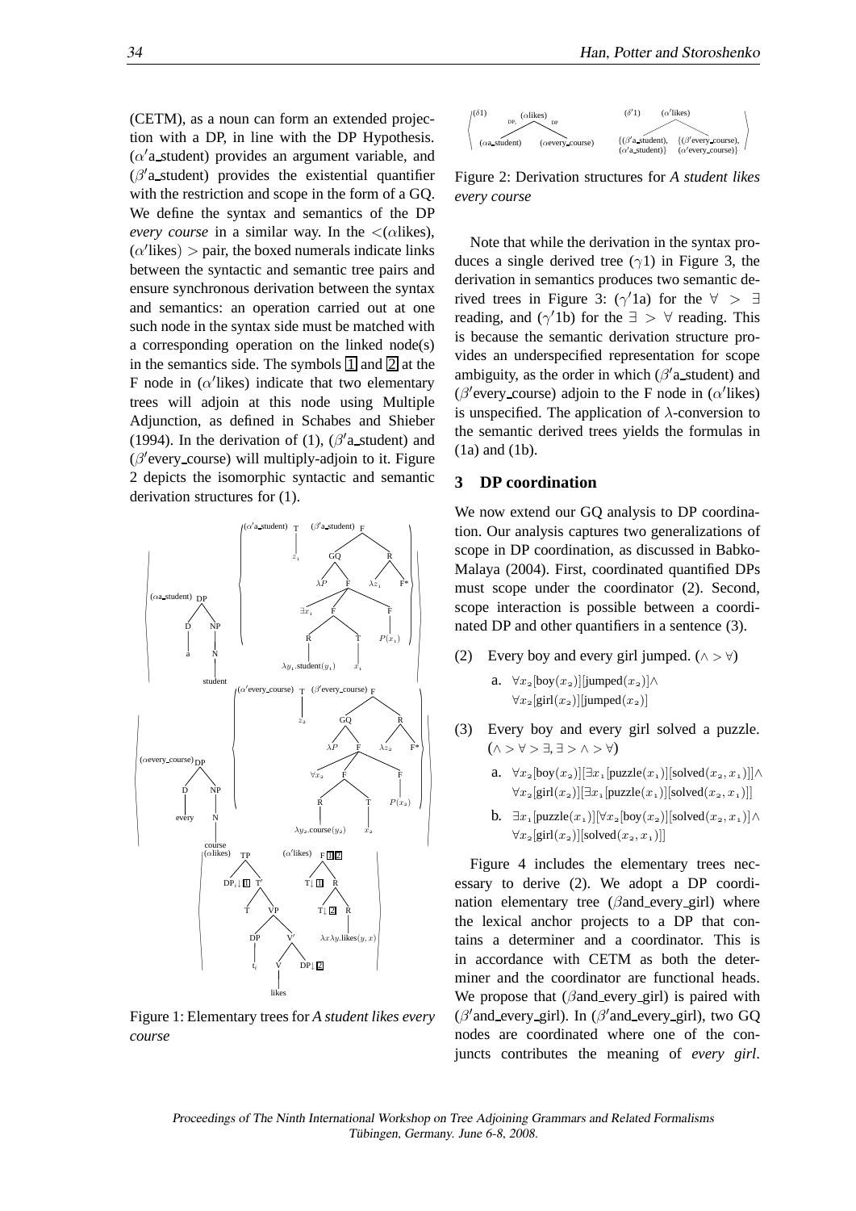(CETM), as a noun can form an extended projection with a DP, in line with the DP Hypothesis. ($\alpha'$a_student) provides an argument variable, and ($\beta'$a_student) provides the existential quantifier with the restriction and scope in the form of a GQ. We define the syntax and semantics of the DP *every course* in a similar way. In the <($\alpha$likes), ($\alpha'$likes) > pair, the boxed numerals indicate links between the syntactic and semantic tree pairs and ensure synchronous derivation between the syntax and semantics: an operation carried out at one such node in the syntax side must be matched with a corresponding operation on the linked node(s) in the semantics side. The symbols 1 and 2 at the F node in ($\alpha'$likes) indicate that two elementary trees will adjoin at this node using Multiple Adjunction, as defined in Schabes and Shieber (1994). In the derivation of (1), ($\beta'$a_student) and ($\beta'$every_course) will multiply-adjoin to it. Figure 2 depicts the isomorphic syntactic and semantic derivation structures for (1).

Figure 1: Elementary trees for *A student likes every course*

Figure 2: Derivation structures for *A student likes every course*

Note that while the derivation in the syntax produces a single derived tree ($\gamma$1) in Figure 3, the derivation in semantics produces two semantic derived trees in Figure 3: ($\gamma'$1a) for the $\forall > \exists$ reading, and ($\gamma'$1b) for the $\exists > \forall$ reading. This is because the semantic derivation structure provides an underspecified representation for scope ambiguity, as the order in which ($\beta'$a_student) and ($\beta'$every_course) adjoin to the F node in ($\alpha'$likes) is unspecified. The application of $\lambda$-conversion to the semantic derived trees yields the formulas in (1a) and (1b).

## 3 DP coordination

We now extend our GQ analysis to DP coordination. Our analysis captures two generalizations of scope in DP coordination, as discussed in Babko-Malaya (2004). First, coordinated quantified DPs must scope under the coordinator (2). Second, scope interaction is possible between a coordinated DP and other quantifiers in a sentence (3).

(2) Every boy and every girl jumped. ($\wedge > \forall$)

a. $\forall x_2[\text{boy}(x_2)][\text{jumped}(x_2)] \wedge \forall x_2[\text{girl}(x_2)][\text{jumped}(x_2)]$

(3) Every boy and every girl solved a puzzle. ($\wedge > \forall > \exists, \exists > \wedge > \forall$)

a. $\forall x_2[\text{boy}(x_2)][\exists x_1[\text{puzzle}(x_1)][\text{solved}(x_2, x_1)]] \wedge \forall x_2[\text{girl}(x_2)][\exists x_1[\text{puzzle}(x_1)][\text{solved}(x_2, x_1)]]$

b. $\exists x_1[\text{puzzle}(x_1)][\forall x_2[\text{boy}(x_2)][\text{solved}(x_2, x_1)] \wedge \forall x_2[\text{girl}(x_2)][\text{solved}(x_2, x_1)]]$

Figure 4 includes the elementary trees necessary to derive (2). We adopt a DP coordination elementary tree ($\beta$and_every_girl) where the lexical anchor projects to a DP that contains a determiner and a coordinator. This is in accordance with CETM as both the determiner and the coordinator are functional heads. We propose that ($\beta$and_every_girl) is paired with ($\beta'$and_every_girl). In ($\beta'$and_every_girl), two GQ nodes are coordinated where one of the conjuncts contributes the meaning of *every girl*.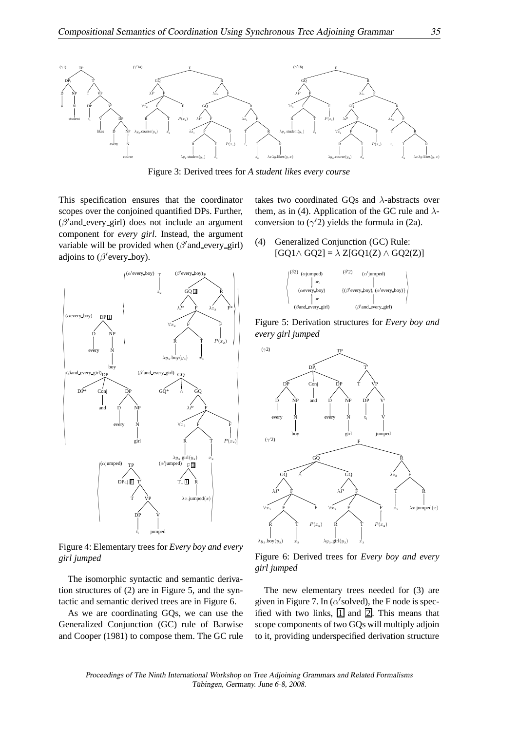Figure 3: Derived trees for *A student likes every course*

This specification ensures that the coordinator scopes over the conjoined quantified DPs. Further, ($\beta'$and_every_girl) does not include an argument component for *every girl*. Instead, the argument variable will be provided when ($\beta'$and_every_girl) adjoins to ($\beta'$every_boy).

Figure 4: Elementary trees for *Every boy and every girl jumped*

The isomorphic syntactic and semantic derivation structures of (2) are in Figure 5, and the syntactic and semantic derived trees are in Figure 6.

As we are coordinating GQs, we can use the Generalized Conjunction (GC) rule of Barwise and Cooper (1981) to compose them. The GC rule takes two coordinated GQs and $\lambda$-abstracts over them, as in (4). Application of the GC rule and $\lambda$-conversion to ($\gamma'2$) yields the formula in (2a).

(4) Generalized Conjunction (GC) Rule:
$[\mathrm{GQ1} \wedge \mathrm{GQ2}] = \lambda \mathrm{Z}[\mathrm{GQ1(Z)} \wedge \mathrm{GQ2(Z)}]$

Figure 5: Derivation structures for *Every boy and every girl jumped*

Figure 6: Derived trees for *Every boy and every girl jumped*

The new elementary trees needed for (3) are given in Figure 7. In ($\alpha'$solved), the F node is specified with two links, 1 and 2. This means that scope components of two GQs will multiply adjoin to it, providing underspecified derivation structure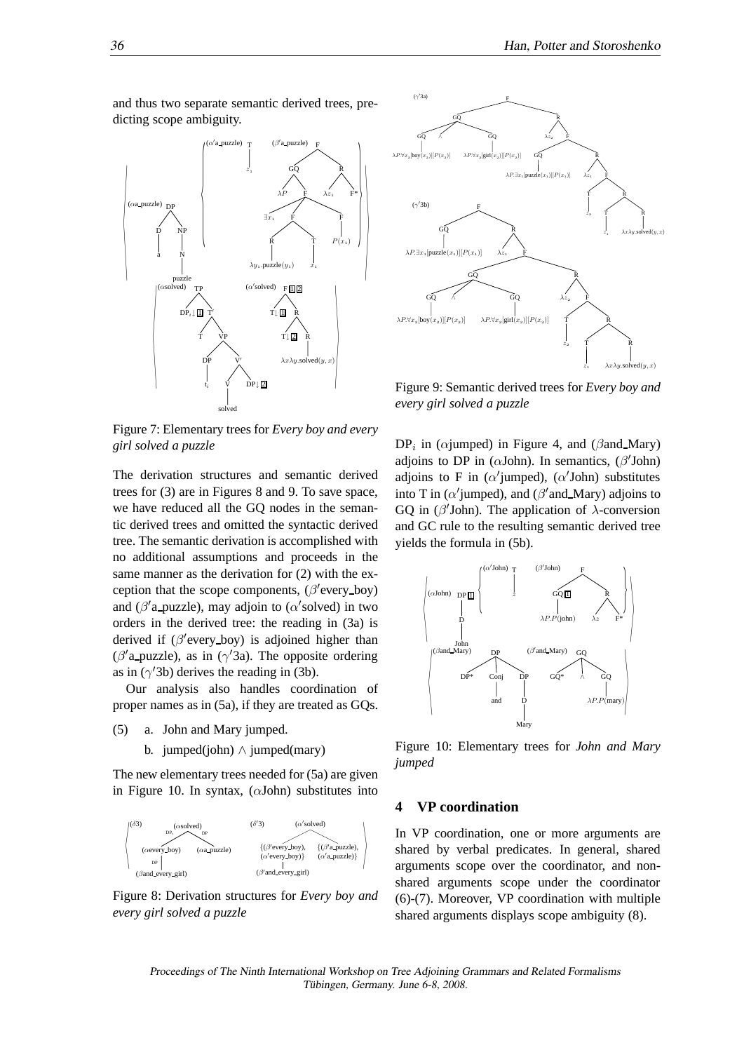and thus two separate semantic derived trees, predicting scope ambiguity.

Figure 7: Elementary trees for *Every boy and every girl solved a puzzle*

The derivation structures and semantic derived trees for (3) are in Figures 8 and 9. To save space, we have reduced all the GQ nodes in the semantic derived trees and omitted the syntactic derived tree. The semantic derivation is accomplished with no additional assumptions and proceeds in the same manner as the derivation for (2) with the exception that the scope components, ($\beta'$every_boy) and ($\beta'$a_puzzle), may adjoin to ($\alpha'$solved) in two orders in the derived tree: the reading in (3a) is derived if ($\beta'$every_boy) is adjoined higher than ($\beta'$a_puzzle), as in ($\gamma'$3a). The opposite ordering as in ($\gamma'$3b) derives the reading in (3b).

Our analysis also handles coordination of proper names as in (5a), if they are treated as GQs.

(5) a. John and Mary jumped.

b. jumped(john) $\wedge$ jumped(mary)

The new elementary trees needed for (5a) are given in Figure 10. In syntax, ($\alpha$John) substitutes into

Figure 8: Derivation structures for *Every boy and every girl solved a puzzle*

Figure 9: Semantic derived trees for *Every boy and every girl solved a puzzle*

$\text{DP}_i$ in ($\alpha$jumped) in Figure 4, and ($\beta$and_Mary) adjoins to DP in ($\alpha$John). In semantics, ($\beta'$John) adjoins to F in ($\alpha'$jumped), ($\alpha'$John) substitutes into T in ($\alpha'$jumped), and ($\beta'$and_Mary) adjoins to GQ in ($\beta'$John). The application of $\lambda$-conversion and GC rule to the resulting semantic derived tree yields the formula in (5b).

Figure 10: Elementary trees for *John and Mary jumped*

## 4 VP coordination

In VP coordination, one or more arguments are shared by verbal predicates. In general, shared arguments scope over the coordinator, and non-shared arguments scope under the coordinator (6)-(7). Moreover, VP coordination with multiple shared arguments displays scope ambiguity (8).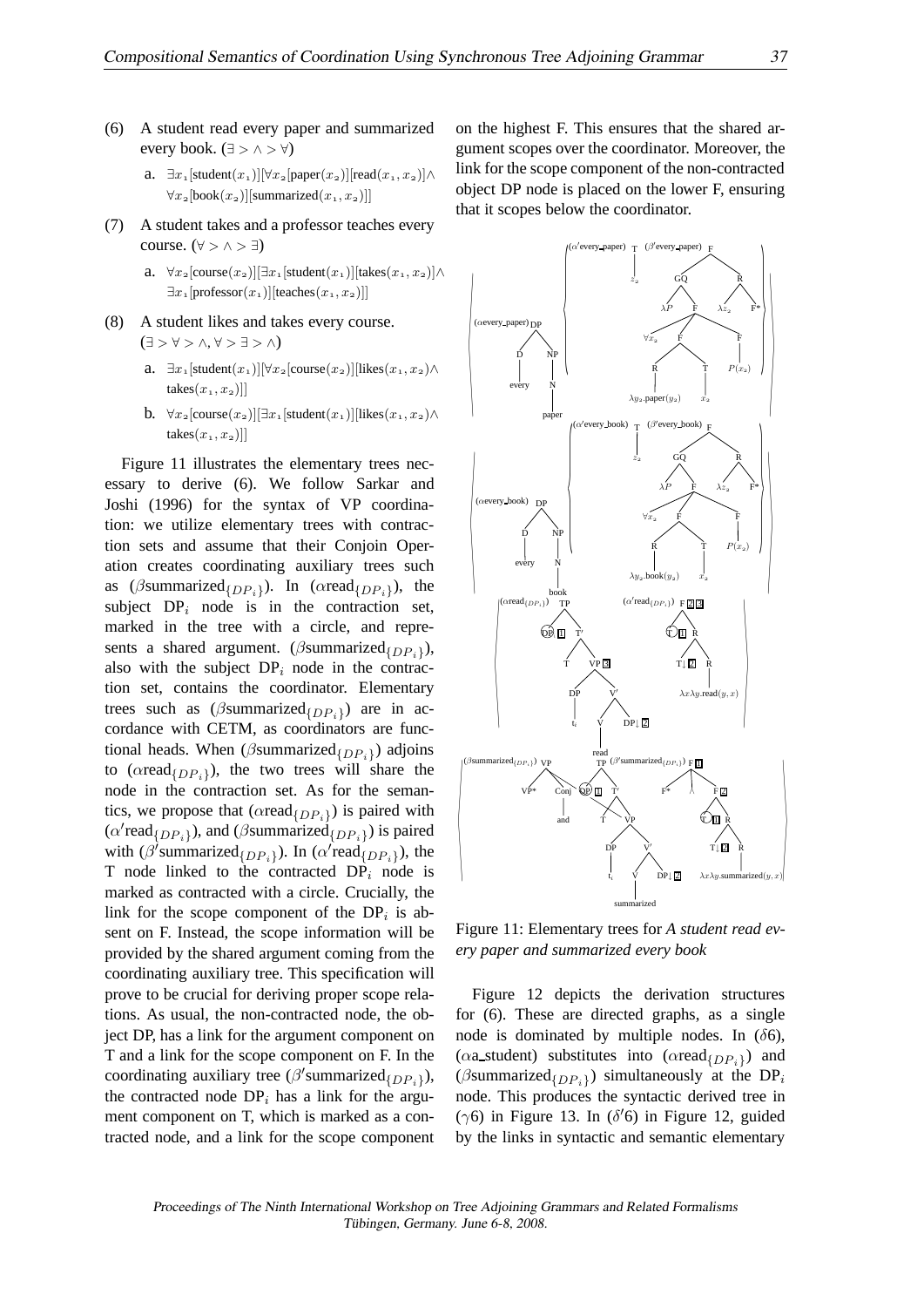(6) A student read every paper and summarized every book. ($\exists > \wedge > \forall$)

a. $\exists x_1[\text{student}(x_1)][\forall x_2[\text{paper}(x_2)][\text{read}(x_1, x_2)] \wedge \forall x_2[\text{book}(x_2)][\text{summarized}(x_1, x_2)]]$

(7) A student takes and a professor teaches every course. ($\forall > \wedge > \exists$)

a. $\forall x_2[\text{course}(x_2)][\exists x_1[\text{student}(x_1)][\text{takes}(x_1, x_2)] \wedge \exists x_1[\text{professor}(x_1)][\text{teaches}(x_1, x_2)]]$

(8) A student likes and takes every course. ($\exists > \forall > \wedge, \forall > \exists > \wedge$)

a. $\exists x_1[\text{student}(x_1)][\forall x_2[\text{course}(x_2)][\text{likes}(x_1, x_2) \wedge \text{takes}(x_1, x_2)]]$

b. $\forall x_2[\text{course}(x_2)][\exists x_1[\text{student}(x_1)][\text{likes}(x_1, x_2) \wedge \text{takes}(x_1, x_2)]]$

Figure 11 illustrates the elementary trees necessary to derive (6). We follow Sarkar and Joshi (1996) for the syntax of VP coordination: we utilize elementary trees with contraction sets and assume that their Conjoin Operation creates coordinating auxiliary trees such as ($\beta$summarized$_{\{DP_i\}}$). In ($\alpha$read$_{\{DP_i\}}$), the subject DP$_i$ node is in the contraction set, marked in the tree with a circle, and represents a shared argument. ($\beta$summarized$_{\{DP_i\}}$), also with the subject DP$_i$ node in the contraction set, contains the coordinator. Elementary trees such as ($\beta$summarized$_{\{DP_i\}}$) are in accordance with CETM, as coordinators are functional heads. When ($\beta$summarized$_{\{DP_i\}}$) adjoins to ($\alpha$read$_{\{DP_i\}}$), the two trees will share the node in the contraction set. As for the semantics, we propose that ($\alpha$read$_{\{DP_i\}}$) is paired with ($\alpha'$read$_{\{DP_i\}}$), and ($\beta$summarized$_{\{DP_i\}}$) is paired with ($\beta'$summarized$_{\{DP_i\}}$). In ($\alpha'$read$_{\{DP_i\}}$), the T node linked to the contracted DP$_i$ node is marked as contracted with a circle. Crucially, the link for the scope component of the DP$_i$ is absent on F. Instead, the scope information will be provided by the shared argument coming from the coordinating auxiliary tree. This specification will prove to be crucial for deriving proper scope relations. As usual, the non-contracted node, the object DP, has a link for the argument component on T and a link for the scope component on F. In the coordinating auxiliary tree ($\beta'$summarized$_{\{DP_i\}}$), the contracted node DP$_i$ has a link for the argument component on T, which is marked as a contracted node, and a link for the scope component on the highest F. This ensures that the shared argument scopes over the coordinator. Moreover, the link for the scope component of the non-contracted object DP node is placed on the lower F, ensuring that it scopes below the coordinator.

Figure 11: Elementary trees for *A student read every paper and summarized every book*

Figure 12 depicts the derivation structures for (6). These are directed graphs, as a single node is dominated by multiple nodes. In ($\delta$6), ($\alpha$a_student) substitutes into ($\alpha$read$_{\{DP_i\}}$) and ($\beta$summarized$_{\{DP_i\}}$) simultaneously at the DP$_i$ node. This produces the syntactic derived tree in ($\gamma$6) in Figure 13. In ($\delta'$6) in Figure 12, guided by the links in syntactic and semantic elementary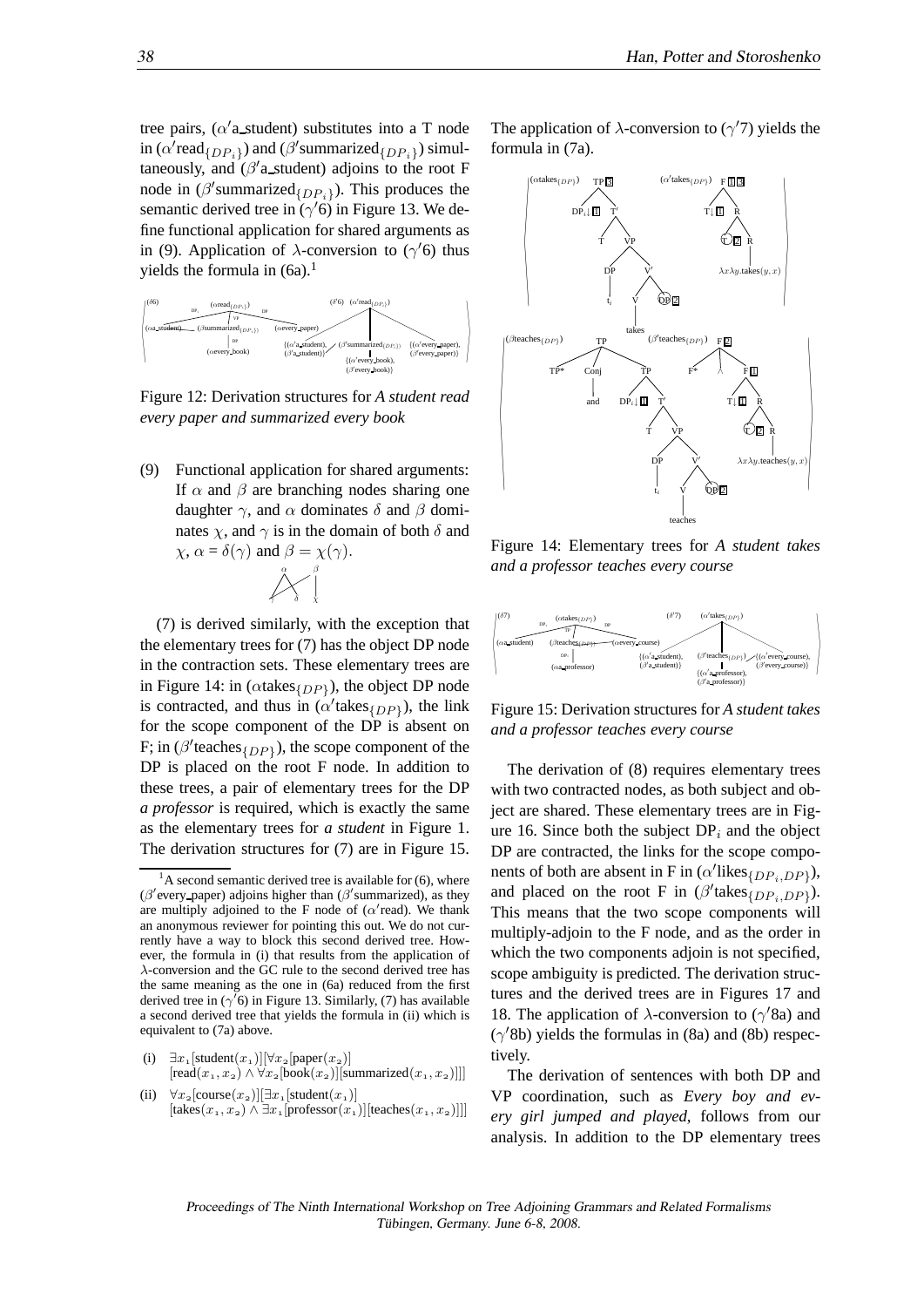tree pairs, ($\alpha'$a_student) substitutes into a T node in ($\alpha'$read$_{\{DP_i\}}$) and ($\beta'$summarized$_{\{DP_i\}}$) simultaneously, and ($\beta'$a_student) adjoins to the root F node in ($\beta'$summarized$_{\{DP_i\}}$). This produces the semantic derived tree in ($\gamma'$6) in Figure 13. We define functional application for shared arguments as in (9). Application of $\lambda$-conversion to ($\gamma'$6) thus yields the formula in (6a).[1]

Figure 12: Derivation structures for *A student read every paper and summarized every book*

(9) Functional application for shared arguments: If $\alpha$ and $\beta$ are branching nodes sharing one daughter $\gamma$, and $\alpha$ dominates $\delta$ and $\beta$ dominates $\chi$, and $\gamma$ is in the domain of both $\delta$ and $\chi$, $\alpha = \delta(\gamma)$ and $\beta = \chi(\gamma)$.

(7) is derived similarly, with the exception that the elementary trees for (7) has the object DP node in the contraction sets. These elementary trees are in Figure 14: in ($\alpha$takes$_{\{DP\}}$), the object DP node is contracted, and thus in ($\alpha'$takes$_{\{DP\}}$), the link for the scope component of the DP is absent on F; in ($\beta'$teaches$_{\{DP\}}$), the scope component of the DP is placed on the root F node. In addition to these trees, a pair of elementary trees for the DP *a professor* is required, which is exactly the same as the elementary trees for *a student* in Figure 1. The derivation structures for (7) are in Figure 15.

[1] A second semantic derived tree is available for (6), where ($\beta'$every_paper) adjoins higher than ($\beta'$summarized), as they are multiply adjoined to the F node of ($\alpha'$read). We thank an anonymous reviewer for pointing this out. We do not currently have a way to block this second derived tree. However, the formula in (i) that results from the application of $\lambda$-conversion and the GC rule to the second derived tree has the same meaning as the one in (6a) reduced from the first derived tree in ($\gamma'$6) in Figure 13. Similarly, (7) has available a second derived tree that yields the formula in (ii) which is equivalent to (7a) above.

(i) $\exists x_1[\text{student}(x_1)][\forall x_2[\text{paper}(x_2)]$ $[\text{read}(x_1, x_2) \wedge \forall x_2[\text{book}(x_2)][\text{summarized}(x_1, x_2)]]]$

(ii) $\forall x_2[\text{course}(x_2)][\exists x_1[\text{student}(x_1)]$ $[\text{takes}(x_1, x_2) \wedge \exists x_1[\text{professor}(x_1)][\text{teaches}(x_1, x_2)]]]$

The application of $\lambda$-conversion to ($\gamma'$7) yields the formula in (7a).

Figure 14: Elementary trees for *A student takes and a professor teaches every course*

Figure 15: Derivation structures for *A student takes and a professor teaches every course*

The derivation of (8) requires elementary trees with two contracted nodes, as both subject and object are shared. These elementary trees are in Figure 16. Since both the subject DP$_i$ and the object DP are contracted, the links for the scope components of both are absent in F in ($\alpha'$likes$_{\{DP_i,DP\}}$), and placed on the root F in ($\beta'$takes$_{\{DP_i,DP\}}$). This means that the two scope components will multiply-adjoin to the F node, and as the order in which the two components adjoin is not specified, scope ambiguity is predicted. The derivation structures and the derived trees are in Figures 17 and 18. The application of $\lambda$-conversion to ($\gamma'$8a) and ($\gamma'$8b) yields the formulas in (8a) and (8b) respectively.

The derivation of sentences with both DP and VP coordination, such as *Every boy and every girl jumped and played*, follows from our analysis. In addition to the DP elementary trees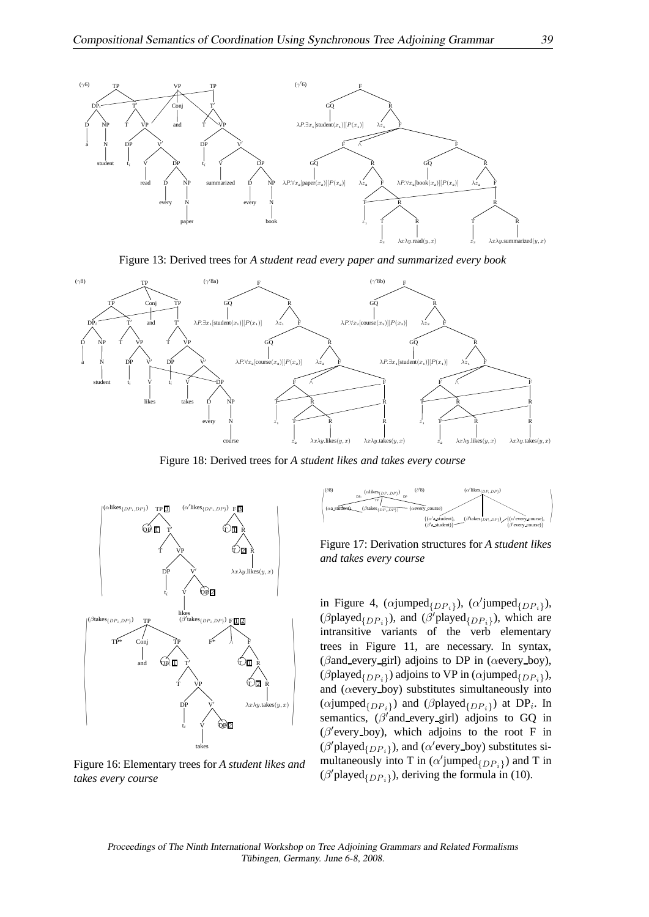Figure 13: Derived trees for *A student read every paper and summarized every book*

Figure 18: Derived trees for *A student likes and takes every course*

Figure 16: Elementary trees for *A student likes and takes every course*

Figure 17: Derivation structures for *A student likes and takes every course*

in Figure 4, ($\alpha$jumped$_{\{DP_i\}}$), ($\alpha'$jumped$_{\{DP_i\}}$), ($\beta$played$_{\{DP_i\}}$), and ($\beta'$played$_{\{DP_i\}}$), which are intransitive variants of the verb elementary trees in Figure 11, are necessary. In syntax, ($\beta$and_every_girl) adjoins to DP in ($\alpha$every_boy), ($\beta$played$_{\{DP_i\}}$) adjoins to VP in ($\alpha$jumped$_{\{DP_i\}}$), and ($\alpha$every_boy) substitutes simultaneously into ($\alpha$jumped$_{\{DP_i\}}$) and ($\beta$played$_{\{DP_i\}}$) at DP$_i$. In semantics, ($\beta'$and_every_girl) adjoins to GQ in ($\beta'$every_boy), which adjoins to the root F in ($\beta'$played$_{\{DP_i\}}$), and ($\alpha'$every_boy) substitutes simultaneously into T in ($\alpha'$jumped$_{\{DP_i\}}$) and T in ($\beta'$played$_{\{DP_i\}}$), deriving the formula in (10).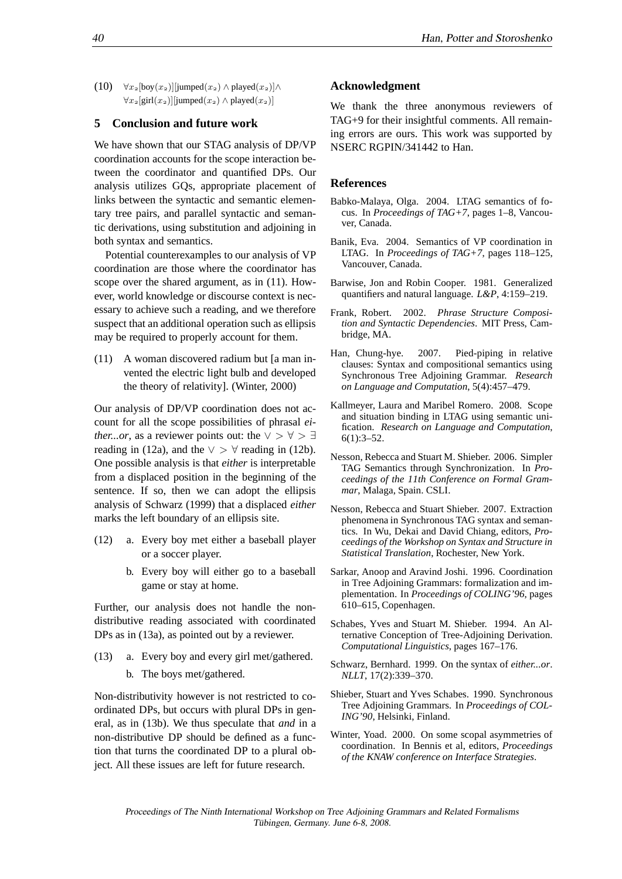(10) $\forall x_2[\text{boy}(x_2)][\text{jumped}(x_2) \wedge \text{played}(x_2)] \wedge$
$\forall x_2[\text{girl}(x_2)][\text{jumped}(x_2) \wedge \text{played}(x_2)]$

## 5 Conclusion and future work

We have shown that our STAG analysis of DP/VP coordination accounts for the scope interaction between the coordinator and quantified DPs. Our analysis utilizes GQs, appropriate placement of links between the syntactic and semantic elementary tree pairs, and parallel syntactic and semantic derivations, using substitution and adjoining in both syntax and semantics.

Potential counterexamples to our analysis of VP coordination are those where the coordinator has scope over the shared argument, as in (11). However, world knowledge or discourse context is necessary to achieve such a reading, and we therefore suspect that an additional operation such as ellipsis may be required to properly account for them.

(11) A woman discovered radium but [a man invented the electric light bulb and developed the theory of relativity]. (Winter, 2000)

Our analysis of DP/VP coordination does not account for all the scope possibilities of phrasal *either...or*, as a reviewer points out: the $\vee > \forall > \exists$ reading in (12a), and the $\vee > \forall$ reading in (12b). One possible analysis is that *either* is interpretable from a displaced position in the beginning of the sentence. If so, then we can adopt the ellipsis analysis of Schwarz (1999) that a displaced *either* marks the left boundary of an ellipsis site.

(12) a. Every boy met either a baseball player or a soccer player.

b. Every boy will either go to a baseball game or stay at home.

Further, our analysis does not handle the non-distributive reading associated with coordinated DPs as in (13a), as pointed out by a reviewer.

(13) a. Every boy and every girl met/gathered.

b. The boys met/gathered.

Non-distributivity however is not restricted to coordinated DPs, but occurs with plural DPs in general, as in (13b). We thus speculate that *and* in a non-distributive DP should be defined as a function that turns the coordinated DP to a plural object. All these issues are left for future research.

## Acknowledgment

We thank the three anonymous reviewers of TAG+9 for their insightful comments. All remaining errors are ours. This work was supported by NSERC RGPIN/341442 to Han.

## References

Babko-Malaya, Olga. 2004. LTAG semantics of focus. In *Proceedings of TAG+7*, pages 1–8, Vancouver, Canada.

Banik, Eva. 2004. Semantics of VP coordination in LTAG. In *Proceedings of TAG+7*, pages 118–125, Vancouver, Canada.

Barwise, Jon and Robin Cooper. 1981. Generalized quantifiers and natural language. *L&P*, 4:159–219.

Frank, Robert. 2002. *Phrase Structure Composition and Syntactic Dependencies*. MIT Press, Cambridge, MA.

Han, Chung-hye. 2007. Pied-piping in relative clauses: Syntax and compositional semantics using Synchronous Tree Adjoining Grammar. *Research on Language and Computation*, 5(4):457–479.

Kallmeyer, Laura and Maribel Romero. 2008. Scope and situation binding in LTAG using semantic unification. *Research on Language and Computation*, 6(1):3–52.

Nesson, Rebecca and Stuart M. Shieber. 2006. Simpler TAG Semantics through Synchronization. In *Proceedings of the 11th Conference on Formal Grammar*, Malaga, Spain. CSLI.

Nesson, Rebecca and Stuart Shieber. 2007. Extraction phenomena in Synchronous TAG syntax and semantics. In Wu, Dekai and David Chiang, editors, *Proceedings of the Workshop on Syntax and Structure in Statistical Translation*, Rochester, New York.

Sarkar, Anoop and Aravind Joshi. 1996. Coordination in Tree Adjoining Grammars: formalization and implementation. In *Proceedings of COLING'96*, pages 610–615, Copenhagen.

Schabes, Yves and Stuart M. Shieber. 1994. An Alternative Conception of Tree-Adjoining Derivation. *Computational Linguistics*, pages 167–176.

Schwarz, Bernhard. 1999. On the syntax of *either...or*. *NLLT*, 17(2):339–370.

Shieber, Stuart and Yves Schabes. 1990. Synchronous Tree Adjoining Grammars. In *Proceedings of COLING'90*, Helsinki, Finland.

Winter, Yoad. 2000. On some scopal asymmetries of coordination. In Bennis et al, editors, *Proceedings of the KNAW conference on Interface Strategies*.